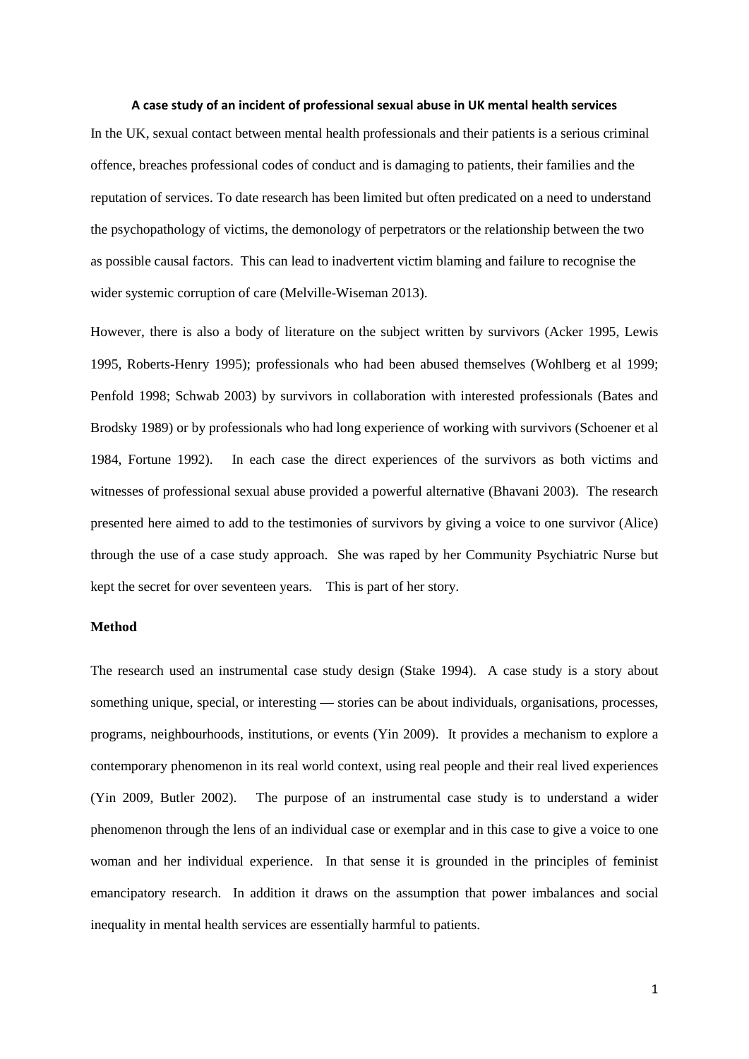## A case study of an incident of professional sexual abuse in UK mental health services

In the UK, sexual contact between mental health professionals and their patients is a serious criminal offence, breaches professional codes of conduct and is damaging to patients, their families and the reputation of services. To date research has been limited but often predicated on a need to understand the psychopathology of victims, the demonology of perpetrators or the relationship between the two as possible causal factors. This can lead to inadvertent victim blaming and failure to recognise the wider systemic corruption of care (Melville-Wiseman 2013).

However, there is also a body of literature on the subject written by survivors (Acker 1995, Lewis 1995, Roberts-Henry 1995); professionals who had been abused themselves (Wohlberg et al 1999; Penfold 1998; Schwab 2003) by survivors in collaboration with interested professionals (Bates and Brodsky 1989) or by professionals who had long experience of working with survivors (Schoener et al 1984, Fortune 1992). In each case the direct experiences of the survivors as both victims and witnesses of professional sexual abuse provided a powerful alternative (Bhavani 2003). The research presented here aimed to add to the testimonies of survivors by giving a voice to one survivor (Alice) through the use of a case study approach. She was raped by her Community Psychiatric Nurse but kept the secret for over seventeen years. This is part of her story.

### Method

The research used an instrumental case study design (Stake 1994). A case study is a story about something unique, special, or interesting — stories can be about individuals, organisations, processes, programs, neighbourhoods, institutions, or events (Yin 2009). It provides a mechanism to explore a contemporary phenomenon in its real world context, using real people and their real lived experiences (Yin 2009, Butler 2002). The purpose of an instrumental case study is to understand a wider phenomenon through the lens of an individual case or exemplar and in this case to give a voice to one woman and her individual experience. In that sense it is grounded in the principles of feminist emancipatory research. In addition it draws on the assumption that power imbalances and social inequality in mental health services are essentially harmful to patients.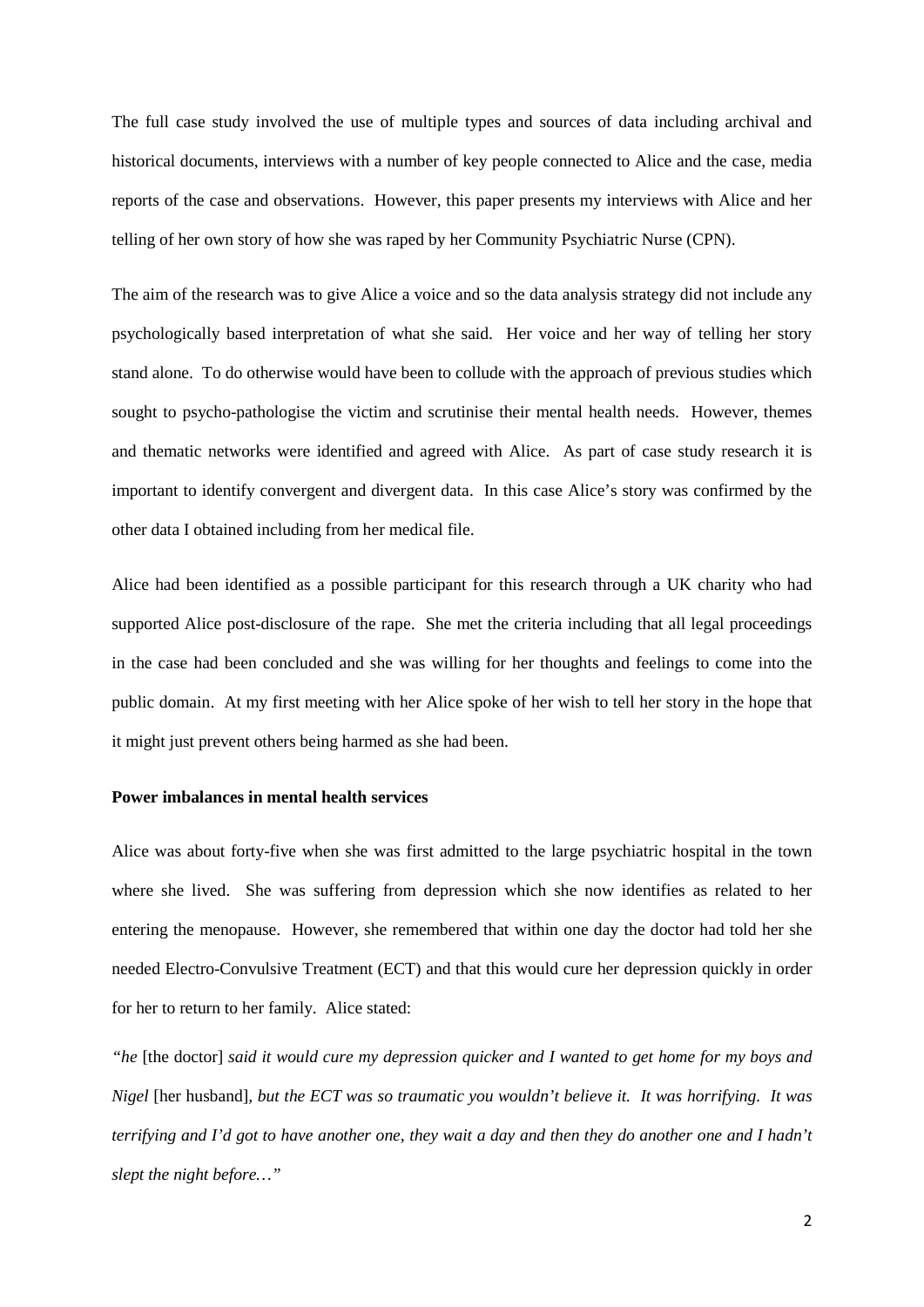The full case study involved the use of multiple types and sources of data including archival and historical documents, interviews with a number of key people connected to Alice and the case, media reports of the case and observations. However, this paper presents my interviews with Alice and her telling of her own story of how she was raped by her Community Psychiatric Nurse (CPN).

The aim of the research was to give Alice a voice and so the data analysis strategy did not include any psychologically based interpretation of what she said. Her voice and her way of telling her story stand alone. To do otherwise would have been to collude with the approach of previous studies which sought to psycho-pathologise the victim and scrutinise their mental health needs. However, themes and thematic networks were identified and agreed with Alice. As part of case study research it is important to identify convergent and divergent data. In this case Alice's story was confirmed by the other data I obtained including from her medical file.

Alice had been identified as a possible participant for this research through a UK charity who had supported Alice post-disclosure of the rape. She met the criteria including that all legal proceedings in the case had been concluded and she was willing for her thoughts and feelings to come into the public domain. At my first meeting with her Alice spoke of her wish to tell her story in the hope that it might just prevent others being harmed as she had been.

**Power imbalances in mental health services**

Alice was about forty-five when she was first admitted to the large psychiatric hospital in the town where she lived. She was suffering from depression which she now identifies as related to her entering the menopause. However, she remembered that within one day the doctor had told her she needed Electro-Convulsive Treatment (ECT) and that this would cure her depression quickly in order for her to return to her family. Alice stated:

*"he* [the doctor] *said it would cure my depression quicker and I wanted to get home for my boys and Nigel* [her husband]*, but the ECT was so traumatic you wouldn't believe it. It was horrifying. It was terrifying and I'd got to have another one, they wait a day and then they do another one and I hadn't slept the night before…"*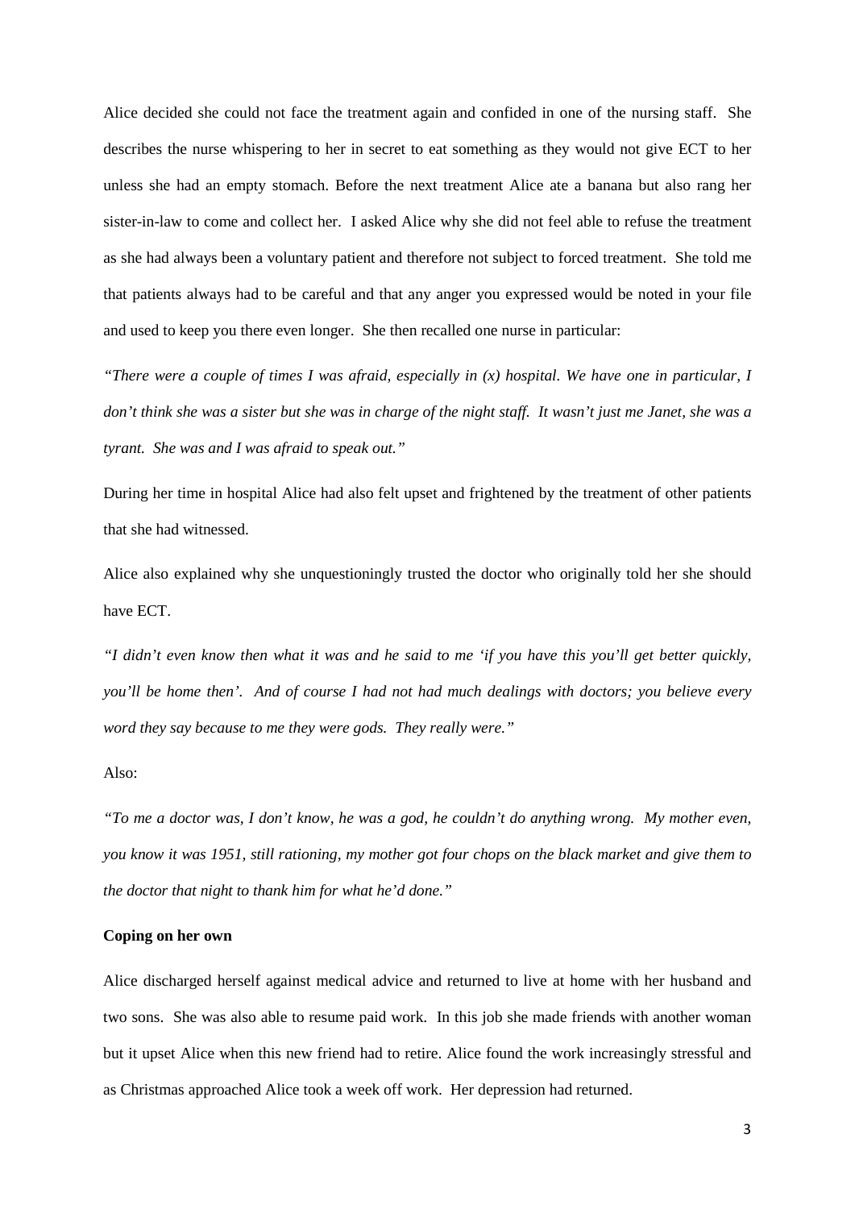Alice decided she could not face the treatment again and confided in one of the nursing staff. She describes the nurse whispering to her in secret to eat something as they would not give ECT to her unless she had an empty stomach. Before the next treatment Alice ate a banana but also rang her sister-in-law to come and collect her. I asked Alice why she did not feel able to refuse the treatment as she had always been a voluntary patient and therefore not subject to forced treatment. She told me that patients always had to be careful and that any anger you expressed would be noted in your file and used to keep you there even longer. She then recalled one nurse in particular:

*"There were a couple of times I was afraid, especially in (x) hospital. We have one in particular, I don't think she was a sister but she was in charge of the night staff. It wasn't just me Janet, she was a tyrant. She was and I was afraid to speak out."*

During her time in hospital Alice had also felt upset and frightened by the treatment of other patients that she had witnessed.

Alice also explained why she unquestioningly trusted the doctor who originally told her she should have ECT.

*"I didn't even know then what it was and he said to me 'if you have this you'll get better quickly, you'll be home then'. And of course I had not had much dealings with doctors; you believe every word they say because to me they were gods. They really were."*

Also:

*"To me a doctor was, I don't know, he was a god, he couldn't do anything wrong. My mother even, you know it was 1951, still rationing, my mother got four chops on the black market and give them to the doctor that night to thank him for what he'd done."*

**Coping on her own**

Alice discharged herself against medical advice and returned to live at home with her husband and two sons. She was also able to resume paid work. In this job she made friends with another woman but it upset Alice when this new friend had to retire. Alice found the work increasingly stressful and as Christmas approached Alice took a week off work. Her depression had returned.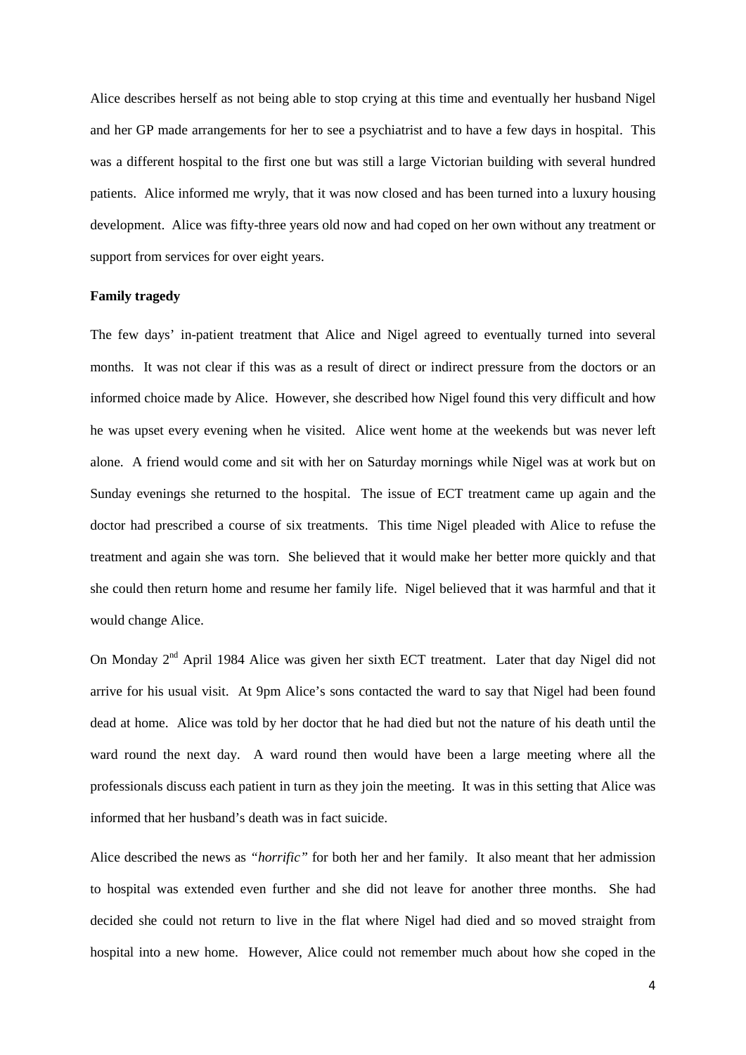Alice describes herself as not being able to stop crying at this time and eventually her husband Nigel and her GP made arrangements for her to see a psychiatrist and to have a few days in hospital. This was a different hospital to the first one but was still a large Victorian building with several hundred patients. Alice informed me wryly, that it was now closed and has been turned into a luxury housing development. Alice was fifty-three years old now and had coped on her own without any treatment or support from services for over eight years.

**Family tragedy**

The few days' in-patient treatment that Alice and Nigel agreed to eventually turned into several months. It was not clear if this was as a result of direct or indirect pressure from the doctors or an informed choice made by Alice. However, she described how Nigel found this very difficult and how he was upset every evening when he visited. Alice went home at the weekends but was never left alone. A friend would come and sit with her on Saturday mornings while Nigel was at work but on Sunday evenings she returned to the hospital. The issue of ECT treatment came up again and the doctor had prescribed a course of six treatments. This time Nigel pleaded with Alice to refuse the treatment and again she was torn. She believed that it would make her better more quickly and that she could then return home and resume her family life. Nigel believed that it was harmful and that it would change Alice.

On Monday 2nd April 1984 Alice was given her sixth ECT treatment. Later that day Nigel did not arrive for his usual visit. At 9pm Alice's sons contacted the ward to say that Nigel had been found dead at home. Alice was told by her doctor that he had died but not the nature of his death until the ward round the next day. A ward round then would have been a large meeting where all the professionals discuss each patient in turn as they join the meeting. It was in this setting that Alice was informed that her husband's death was in fact suicide.

Alice described the news as *"horrific"* for both her and her family. It also meant that her admission to hospital was extended even further and she did not leave for another three months. She had decided she could not return to live in the flat where Nigel had died and so moved straight from hospital into a new home. However, Alice could not remember much about how she coped in the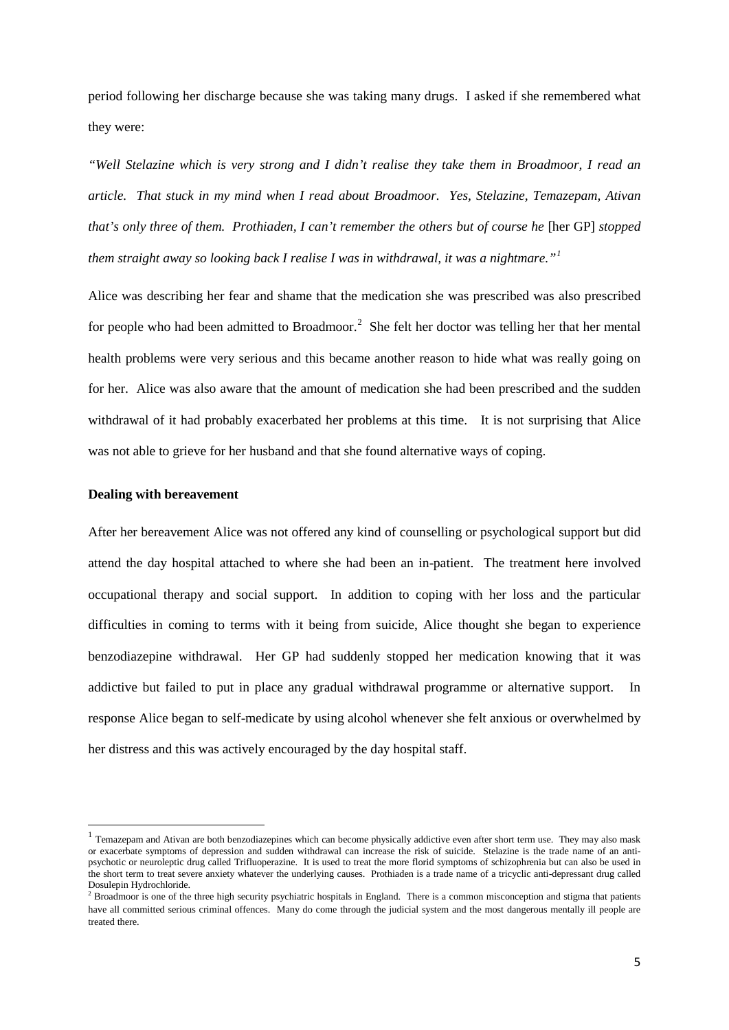period following her discharge because she was taking many drugs. I asked if she remembered what they were:

*"Well Stelazine which is very strong and I didn't realise they take them in Broadmoor, I read an article. That stuck in my mind when I read about Broadmoor. Yes, Stelazine, Temazepam, Ativan that's only three of them. Prothiaden, I can't remember the others but of course he* [her GP] *stopped them straight away so looking back I realise I was in withdrawal, it was a nightmare."*[1]

Alice was describing her fear and shame that the medication she was prescribed was also prescribed for people who had been admitted to Broadmoor.[2] She felt her doctor was telling her that her mental health problems were very serious and this became another reason to hide what was really going on for her. Alice was also aware that the amount of medication she had been prescribed and the sudden withdrawal of it had probably exacerbated her problems at this time. It is not surprising that Alice was not able to grieve for her husband and that she found alternative ways of coping.

**Dealing with bereavement**

After her bereavement Alice was not offered any kind of counselling or psychological support but did attend the day hospital attached to where she had been an in-patient. The treatment here involved occupational therapy and social support. In addition to coping with her loss and the particular difficulties in coming to terms with it being from suicide, Alice thought she began to experience benzodiazepine withdrawal. Her GP had suddenly stopped her medication knowing that it was addictive but failed to put in place any gradual withdrawal programme or alternative support. In response Alice began to self-medicate by using alcohol whenever she felt anxious or overwhelmed by her distress and this was actively encouraged by the day hospital staff.

---

[1] Temazepam and Ativan are both benzodiazepines which can become physically addictive even after short term use. They may also mask or exacerbate symptoms of depression and sudden withdrawal can increase the risk of suicide. Stelazine is the trade name of an anti-psychotic or neuroleptic drug called Trifluoperazine. It is used to treat the more florid symptoms of schizophrenia but can also be used in the short term to treat severe anxiety whatever the underlying causes. Prothiaden is a trade name of a tricyclic anti-depressant drug called Dosulepin Hydrochloride.

[2] Broadmoor is one of the three high security psychiatric hospitals in England. There is a common misconception and stigma that patients have all committed serious criminal offences. Many do come through the judicial system and the most dangerous mentally ill people are treated there.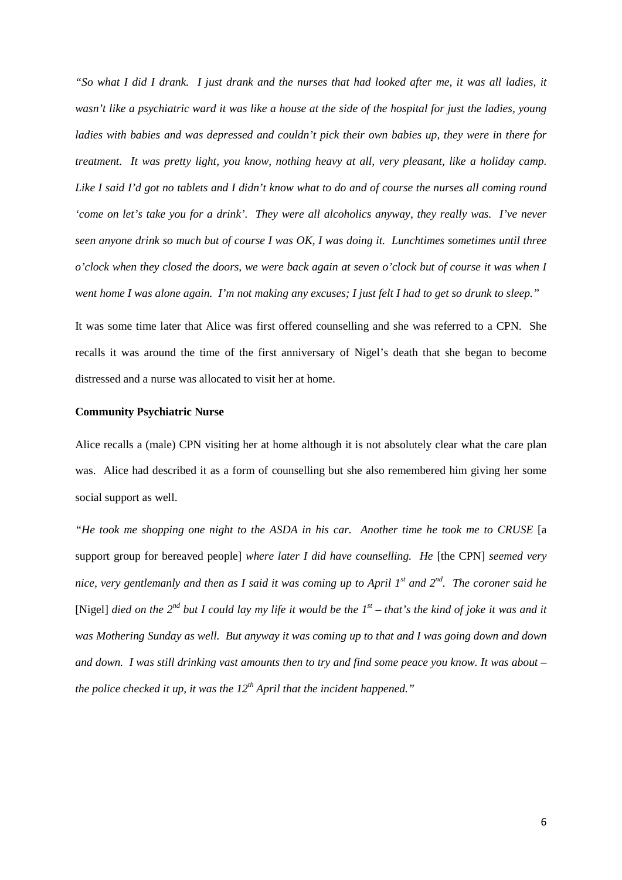*"So what I did I drank. I just drank and the nurses that had looked after me, it was all ladies, it wasn't like a psychiatric ward it was like a house at the side of the hospital for just the ladies, young ladies with babies and was depressed and couldn't pick their own babies up, they were in there for treatment. It was pretty light, you know, nothing heavy at all, very pleasant, like a holiday camp. Like I said I'd got no tablets and I didn't know what to do and of course the nurses all coming round 'come on let's take you for a drink'. They were all alcoholics anyway, they really was. I've never seen anyone drink so much but of course I was OK, I was doing it. Lunchtimes sometimes until three o'clock when they closed the doors, we were back again at seven o'clock but of course it was when I went home I was alone again. I'm not making any excuses; I just felt I had to get so drunk to sleep."*

It was some time later that Alice was first offered counselling and she was referred to a CPN. She recalls it was around the time of the first anniversary of Nigel's death that she began to become distressed and a nurse was allocated to visit her at home.

**Community Psychiatric Nurse**

Alice recalls a (male) CPN visiting her at home although it is not absolutely clear what the care plan was. Alice had described it as a form of counselling but she also remembered him giving her some social support as well.

*"He took me shopping one night to the ASDA in his car. Another time he took me to CRUSE* [a support group for bereaved people] *where later I did have counselling. He* [the CPN] *seemed very nice, very gentlemanly and then as I said it was coming up to April 1st and 2nd. The coroner said he* [Nigel] *died on the 2nd but I could lay my life it would be the 1st – that's the kind of joke it was and it was Mothering Sunday as well. But anyway it was coming up to that and I was going down and down and down. I was still drinking vast amounts then to try and find some peace you know. It was about – the police checked it up, it was the 12th April that the incident happened."*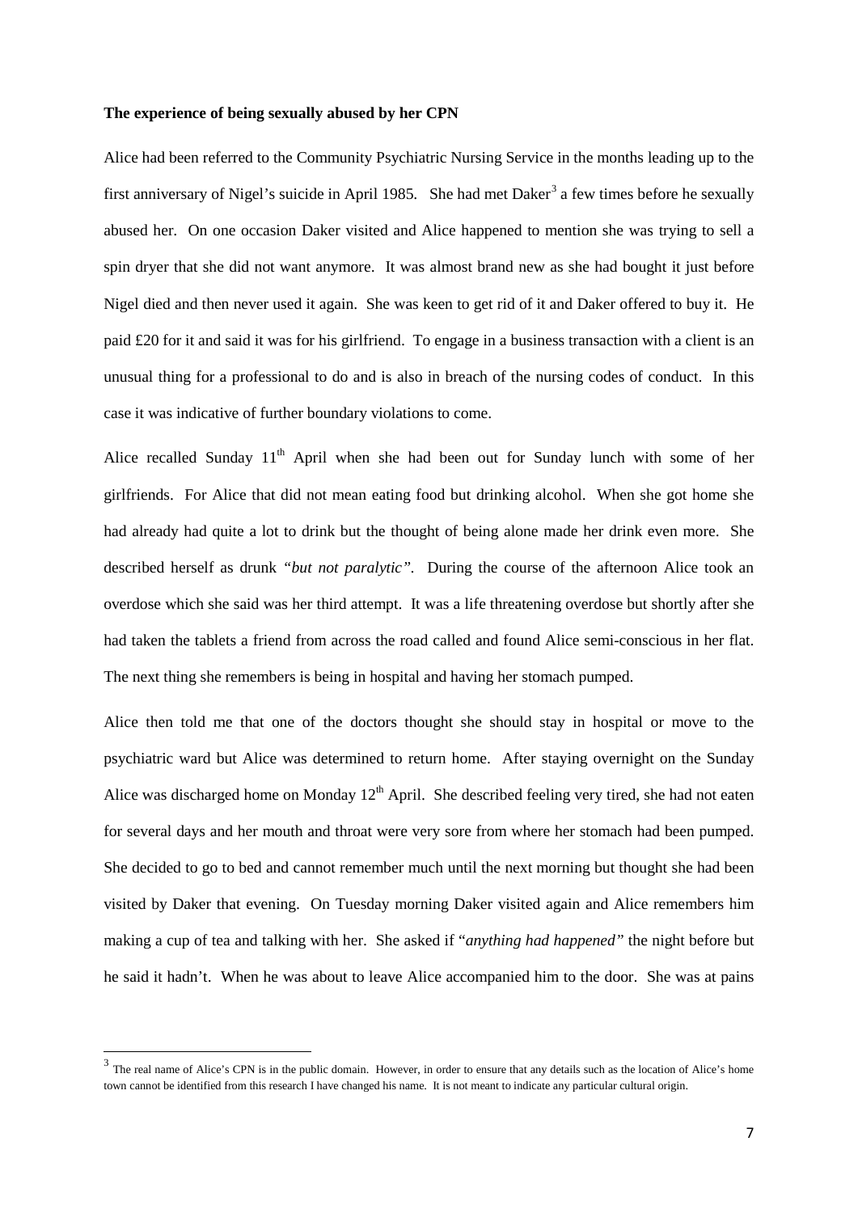**The experience of being sexually abused by her CPN**

Alice had been referred to the Community Psychiatric Nursing Service in the months leading up to the first anniversary of Nigel's suicide in April 1985. She had met Daker[3] a few times before he sexually abused her. On one occasion Daker visited and Alice happened to mention she was trying to sell a spin dryer that she did not want anymore. It was almost brand new as she had bought it just before Nigel died and then never used it again. She was keen to get rid of it and Daker offered to buy it. He paid £20 for it and said it was for his girlfriend. To engage in a business transaction with a client is an unusual thing for a professional to do and is also in breach of the nursing codes of conduct. In this case it was indicative of further boundary violations to come.

Alice recalled Sunday 11th April when she had been out for Sunday lunch with some of her girlfriends. For Alice that did not mean eating food but drinking alcohol. When she got home she had already had quite a lot to drink but the thought of being alone made her drink even more. She described herself as drunk *"but not paralytic"*. During the course of the afternoon Alice took an overdose which she said was her third attempt. It was a life threatening overdose but shortly after she had taken the tablets a friend from across the road called and found Alice semi-conscious in her flat. The next thing she remembers is being in hospital and having her stomach pumped.

Alice then told me that one of the doctors thought she should stay in hospital or move to the psychiatric ward but Alice was determined to return home. After staying overnight on the Sunday Alice was discharged home on Monday 12th April. She described feeling very tired, she had not eaten for several days and her mouth and throat were very sore from where her stomach had been pumped. She decided to go to bed and cannot remember much until the next morning but thought she had been visited by Daker that evening. On Tuesday morning Daker visited again and Alice remembers him making a cup of tea and talking with her. She asked if "*anything had happened"* the night before but he said it hadn't. When he was about to leave Alice accompanied him to the door. She was at pains

[3] The real name of Alice's CPN is in the public domain. However, in order to ensure that any details such as the location of Alice's home town cannot be identified from this research I have changed his name. It is not meant to indicate any particular cultural origin.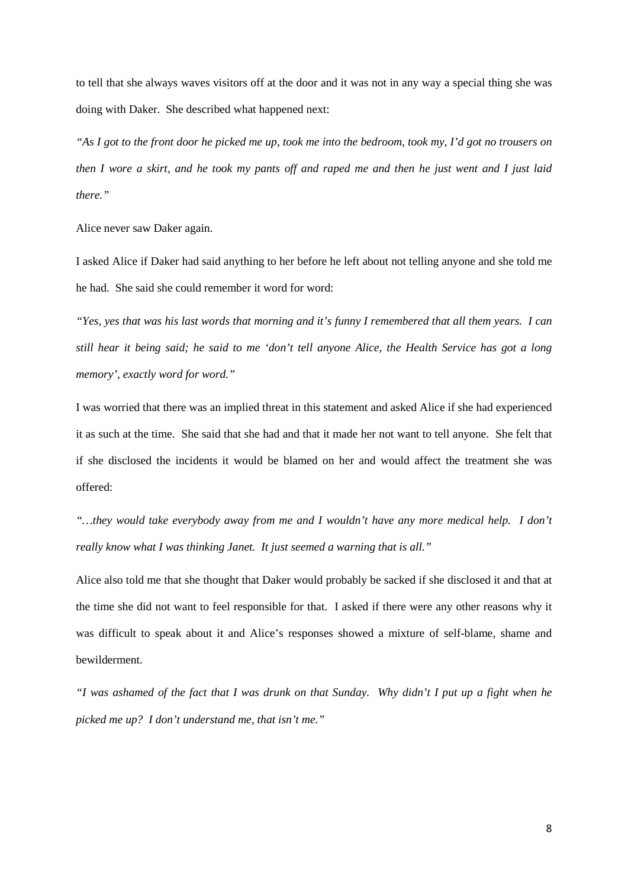to tell that she always waves visitors off at the door and it was not in any way a special thing she was doing with Daker. She described what happened next:

*"As I got to the front door he picked me up, took me into the bedroom, took my, I'd got no trousers on then I wore a skirt, and he took my pants off and raped me and then he just went and I just laid there."*

Alice never saw Daker again.

I asked Alice if Daker had said anything to her before he left about not telling anyone and she told me he had. She said she could remember it word for word:

*"Yes, yes that was his last words that morning and it's funny I remembered that all them years. I can still hear it being said; he said to me 'don't tell anyone Alice, the Health Service has got a long memory', exactly word for word."*

I was worried that there was an implied threat in this statement and asked Alice if she had experienced it as such at the time. She said that she had and that it made her not want to tell anyone. She felt that if she disclosed the incidents it would be blamed on her and would affect the treatment she was offered:

*"…they would take everybody away from me and I wouldn't have any more medical help. I don't really know what I was thinking Janet. It just seemed a warning that is all."*

Alice also told me that she thought that Daker would probably be sacked if she disclosed it and that at the time she did not want to feel responsible for that. I asked if there were any other reasons why it was difficult to speak about it and Alice's responses showed a mixture of self-blame, shame and bewilderment.

*"I was ashamed of the fact that I was drunk on that Sunday. Why didn't I put up a fight when he picked me up? I don't understand me, that isn't me."*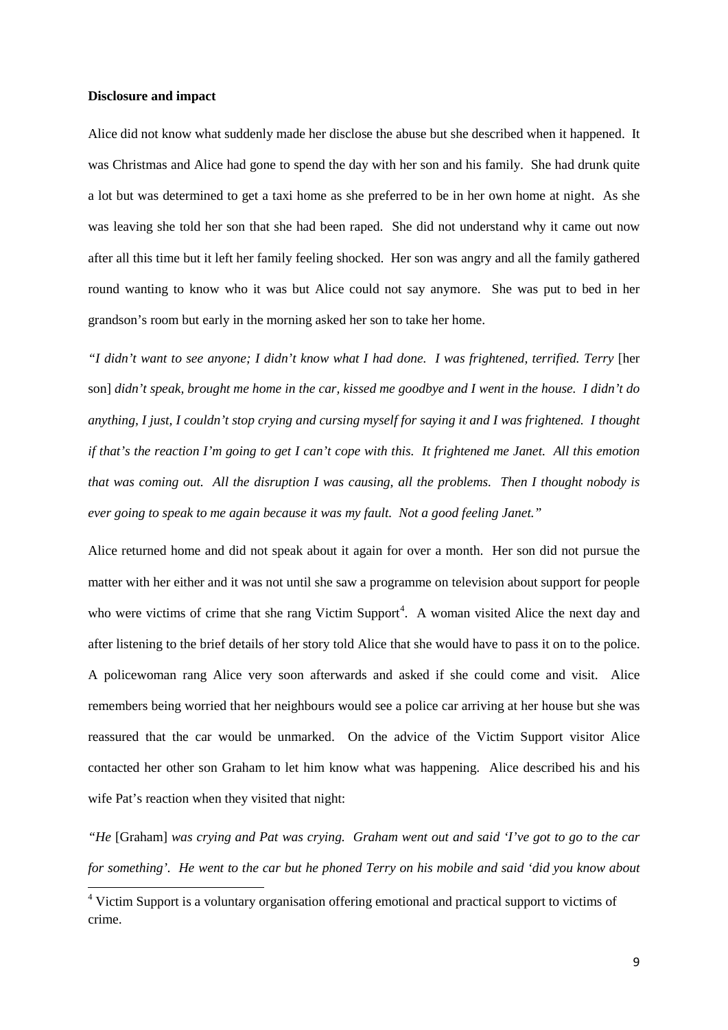**Disclosure and impact**

Alice did not know what suddenly made her disclose the abuse but she described when it happened. It was Christmas and Alice had gone to spend the day with her son and his family. She had drunk quite a lot but was determined to get a taxi home as she preferred to be in her own home at night. As she was leaving she told her son that she had been raped. She did not understand why it came out now after all this time but it left her family feeling shocked. Her son was angry and all the family gathered round wanting to know who it was but Alice could not say anymore. She was put to bed in her grandson's room but early in the morning asked her son to take her home.

*"I didn't want to see anyone; I didn't know what I had done. I was frightened, terrified. Terry* [her son] *didn't speak, brought me home in the car, kissed me goodbye and I went in the house. I didn't do anything, I just, I couldn't stop crying and cursing myself for saying it and I was frightened. I thought if that's the reaction I'm going to get I can't cope with this. It frightened me Janet. All this emotion that was coming out. All the disruption I was causing, all the problems. Then I thought nobody is ever going to speak to me again because it was my fault. Not a good feeling Janet."*

Alice returned home and did not speak about it again for over a month. Her son did not pursue the matter with her either and it was not until she saw a programme on television about support for people who were victims of crime that she rang Victim Support[4]. A woman visited Alice the next day and after listening to the brief details of her story told Alice that she would have to pass it on to the police. A policewoman rang Alice very soon afterwards and asked if she could come and visit. Alice remembers being worried that her neighbours would see a police car arriving at her house but she was reassured that the car would be unmarked. On the advice of the Victim Support visitor Alice contacted her other son Graham to let him know what was happening. Alice described his and his wife Pat's reaction when they visited that night:

*"He* [Graham] *was crying and Pat was crying. Graham went out and said 'I've got to go to the car for something'. He went to the car but he phoned Terry on his mobile and said 'did you know about*

[4] Victim Support is a voluntary organisation offering emotional and practical support to victims of crime.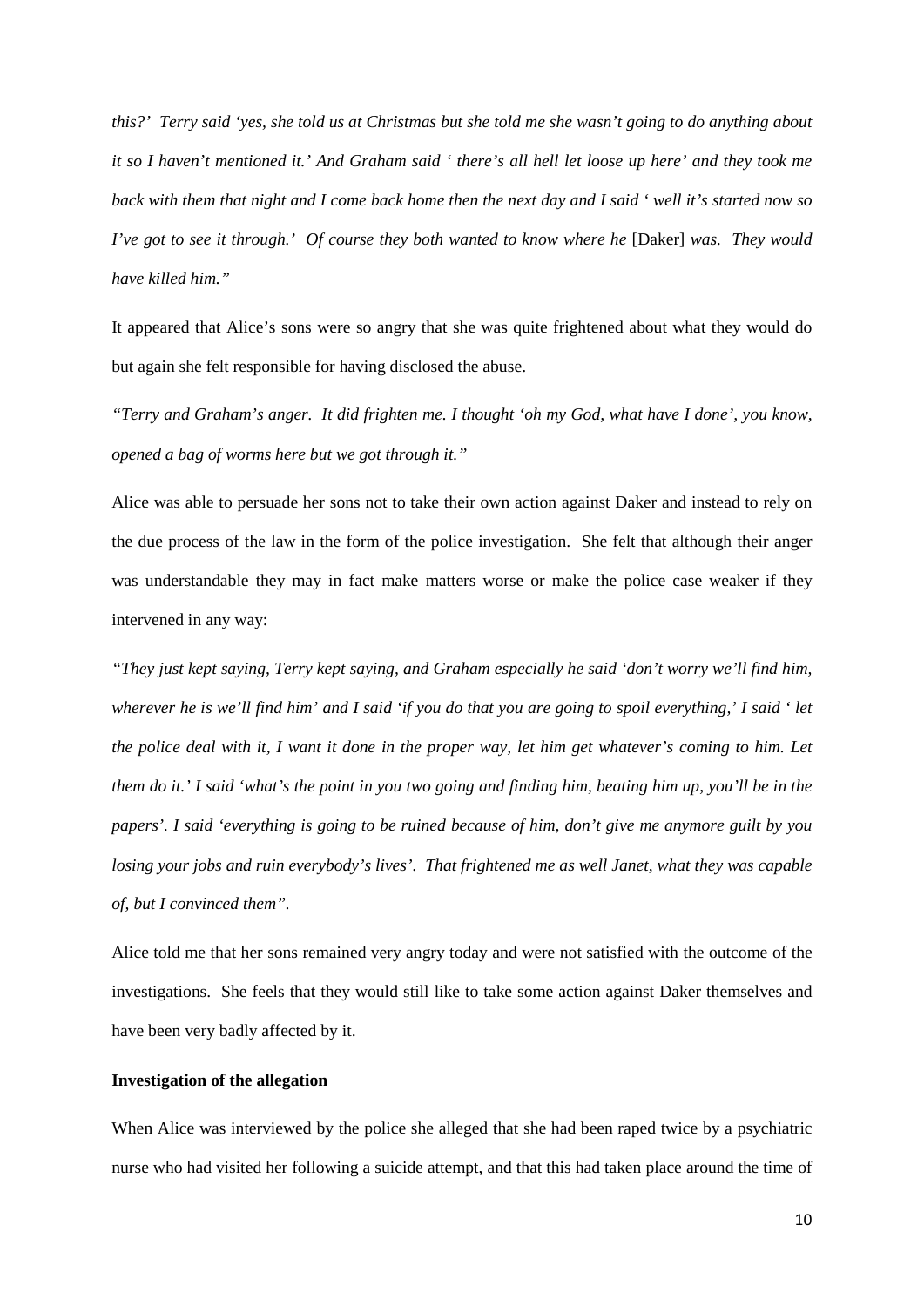*this?' Terry said 'yes, she told us at Christmas but she told me she wasn't going to do anything about it so I haven't mentioned it.' And Graham said ' there's all hell let loose up here' and they took me back with them that night and I come back home then the next day and I said ' well it's started now so I've got to see it through.' Of course they both wanted to know where he* [Daker] *was. They would have killed him."*

It appeared that Alice's sons were so angry that she was quite frightened about what they would do but again she felt responsible for having disclosed the abuse.

*"Terry and Graham's anger. It did frighten me. I thought 'oh my God, what have I done', you know, opened a bag of worms here but we got through it."*

Alice was able to persuade her sons not to take their own action against Daker and instead to rely on the due process of the law in the form of the police investigation. She felt that although their anger was understandable they may in fact make matters worse or make the police case weaker if they intervened in any way:

*"They just kept saying, Terry kept saying, and Graham especially he said 'don't worry we'll find him, wherever he is we'll find him' and I said 'if you do that you are going to spoil everything,' I said ' let the police deal with it, I want it done in the proper way, let him get whatever's coming to him. Let them do it.' I said 'what's the point in you two going and finding him, beating him up, you'll be in the papers'. I said 'everything is going to be ruined because of him, don't give me anymore guilt by you losing your jobs and ruin everybody's lives'. That frightened me as well Janet, what they was capable of, but I convinced them".*

Alice told me that her sons remained very angry today and were not satisfied with the outcome of the investigations. She feels that they would still like to take some action against Daker themselves and have been very badly affected by it.

**Investigation of the allegation**

When Alice was interviewed by the police she alleged that she had been raped twice by a psychiatric nurse who had visited her following a suicide attempt, and that this had taken place around the time of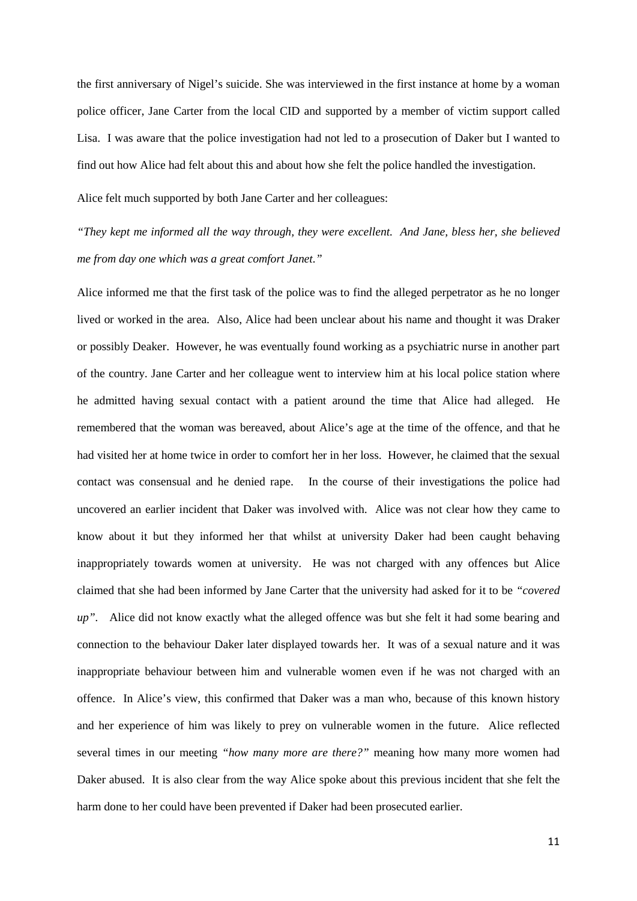the first anniversary of Nigel's suicide. She was interviewed in the first instance at home by a woman police officer, Jane Carter from the local CID and supported by a member of victim support called Lisa. I was aware that the police investigation had not led to a prosecution of Daker but I wanted to find out how Alice had felt about this and about how she felt the police handled the investigation.

Alice felt much supported by both Jane Carter and her colleagues:

*"They kept me informed all the way through, they were excellent. And Jane, bless her, she believed me from day one which was a great comfort Janet."*

Alice informed me that the first task of the police was to find the alleged perpetrator as he no longer lived or worked in the area. Also, Alice had been unclear about his name and thought it was Draker or possibly Deaker. However, he was eventually found working as a psychiatric nurse in another part of the country. Jane Carter and her colleague went to interview him at his local police station where he admitted having sexual contact with a patient around the time that Alice had alleged. He remembered that the woman was bereaved, about Alice's age at the time of the offence, and that he had visited her at home twice in order to comfort her in her loss. However, he claimed that the sexual contact was consensual and he denied rape. In the course of their investigations the police had uncovered an earlier incident that Daker was involved with. Alice was not clear how they came to know about it but they informed her that whilst at university Daker had been caught behaving inappropriately towards women at university. He was not charged with any offences but Alice claimed that she had been informed by Jane Carter that the university had asked for it to be *"covered up"*. Alice did not know exactly what the alleged offence was but she felt it had some bearing and connection to the behaviour Daker later displayed towards her. It was of a sexual nature and it was inappropriate behaviour between him and vulnerable women even if he was not charged with an offence. In Alice's view, this confirmed that Daker was a man who, because of this known history and her experience of him was likely to prey on vulnerable women in the future. Alice reflected several times in our meeting *"how many more are there?"* meaning how many more women had Daker abused. It is also clear from the way Alice spoke about this previous incident that she felt the harm done to her could have been prevented if Daker had been prosecuted earlier.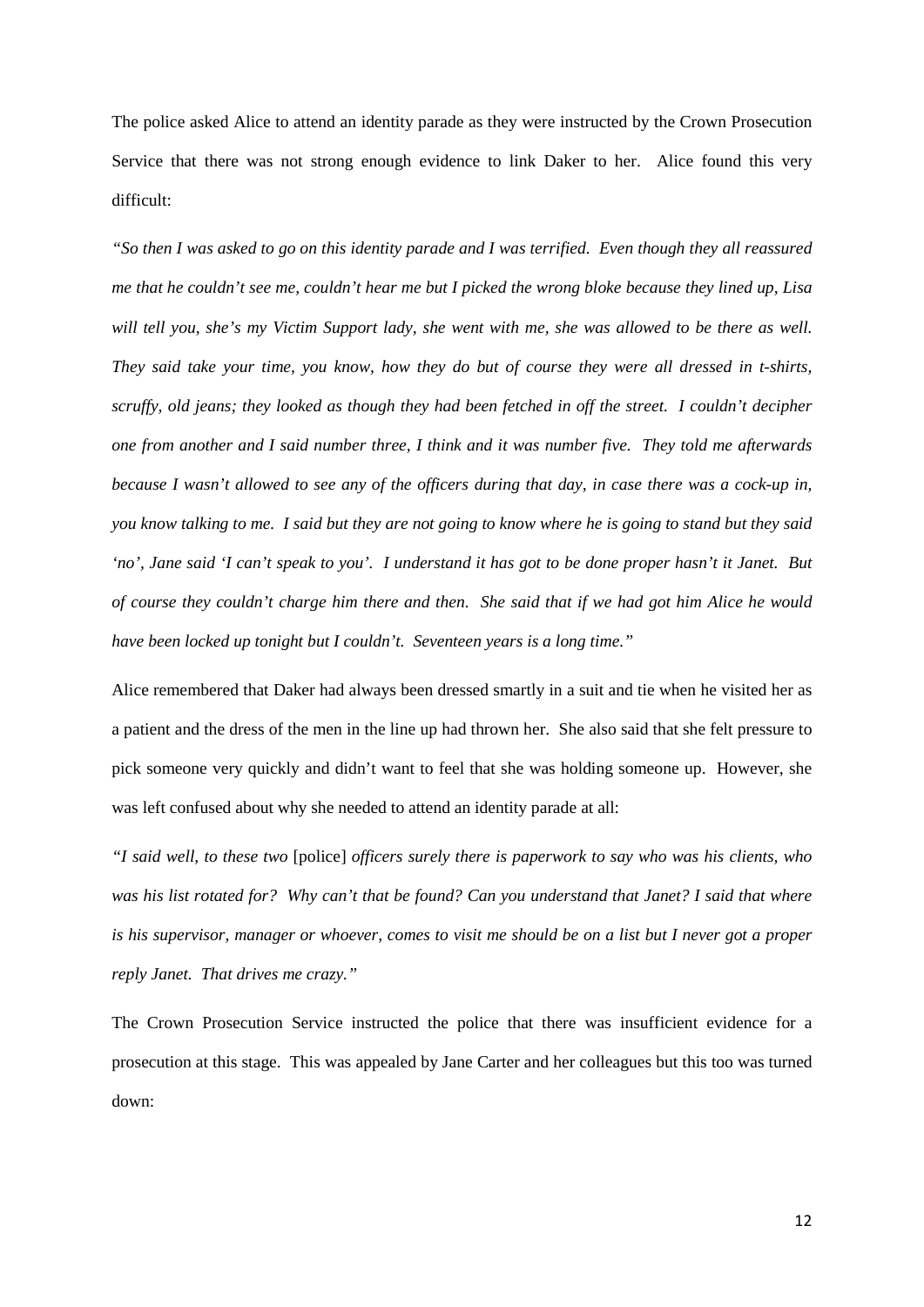The police asked Alice to attend an identity parade as they were instructed by the Crown Prosecution Service that there was not strong enough evidence to link Daker to her. Alice found this very difficult:

*"So then I was asked to go on this identity parade and I was terrified. Even though they all reassured me that he couldn't see me, couldn't hear me but I picked the wrong bloke because they lined up, Lisa will tell you, she's my Victim Support lady, she went with me, she was allowed to be there as well. They said take your time, you know, how they do but of course they were all dressed in t-shirts, scruffy, old jeans; they looked as though they had been fetched in off the street. I couldn't decipher one from another and I said number three, I think and it was number five. They told me afterwards because I wasn't allowed to see any of the officers during that day, in case there was a cock-up in, you know talking to me. I said but they are not going to know where he is going to stand but they said 'no', Jane said 'I can't speak to you'. I understand it has got to be done proper hasn't it Janet. But of course they couldn't charge him there and then. She said that if we had got him Alice he would have been locked up tonight but I couldn't. Seventeen years is a long time."*

Alice remembered that Daker had always been dressed smartly in a suit and tie when he visited her as a patient and the dress of the men in the line up had thrown her. She also said that she felt pressure to pick someone very quickly and didn't want to feel that she was holding someone up. However, she was left confused about why she needed to attend an identity parade at all:

*"I said well, to these two* [police] *officers surely there is paperwork to say who was his clients, who was his list rotated for? Why can't that be found? Can you understand that Janet? I said that where is his supervisor, manager or whoever, comes to visit me should be on a list but I never got a proper reply Janet. That drives me crazy."*

The Crown Prosecution Service instructed the police that there was insufficient evidence for a prosecution at this stage. This was appealed by Jane Carter and her colleagues but this too was turned down: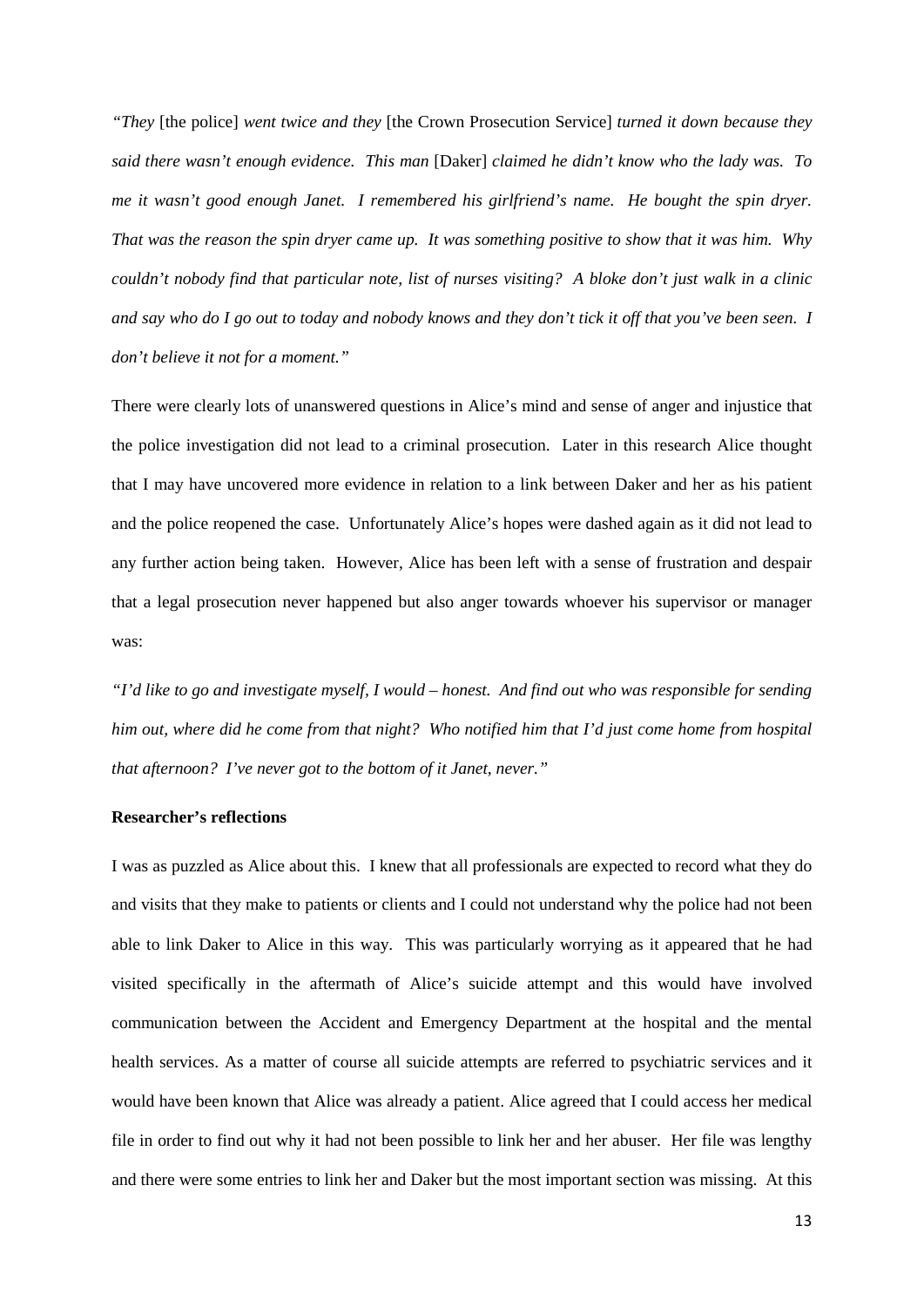*"They* [the police] *went twice and they* [the Crown Prosecution Service] *turned it down because they said there wasn't enough evidence. This man* [Daker] *claimed he didn't know who the lady was. To me it wasn't good enough Janet. I remembered his girlfriend's name. He bought the spin dryer. That was the reason the spin dryer came up. It was something positive to show that it was him. Why couldn't nobody find that particular note, list of nurses visiting? A bloke don't just walk in a clinic and say who do I go out to today and nobody knows and they don't tick it off that you've been seen. I don't believe it not for a moment."*

There were clearly lots of unanswered questions in Alice's mind and sense of anger and injustice that the police investigation did not lead to a criminal prosecution. Later in this research Alice thought that I may have uncovered more evidence in relation to a link between Daker and her as his patient and the police reopened the case. Unfortunately Alice's hopes were dashed again as it did not lead to any further action being taken. However, Alice has been left with a sense of frustration and despair that a legal prosecution never happened but also anger towards whoever his supervisor or manager was:

*"I'd like to go and investigate myself, I would – honest. And find out who was responsible for sending him out, where did he come from that night? Who notified him that I'd just come home from hospital that afternoon? I've never got to the bottom of it Janet, never."*

**Researcher's reflections**

I was as puzzled as Alice about this. I knew that all professionals are expected to record what they do and visits that they make to patients or clients and I could not understand why the police had not been able to link Daker to Alice in this way. This was particularly worrying as it appeared that he had visited specifically in the aftermath of Alice's suicide attempt and this would have involved communication between the Accident and Emergency Department at the hospital and the mental health services. As a matter of course all suicide attempts are referred to psychiatric services and it would have been known that Alice was already a patient. Alice agreed that I could access her medical file in order to find out why it had not been possible to link her and her abuser. Her file was lengthy and there were some entries to link her and Daker but the most important section was missing. At this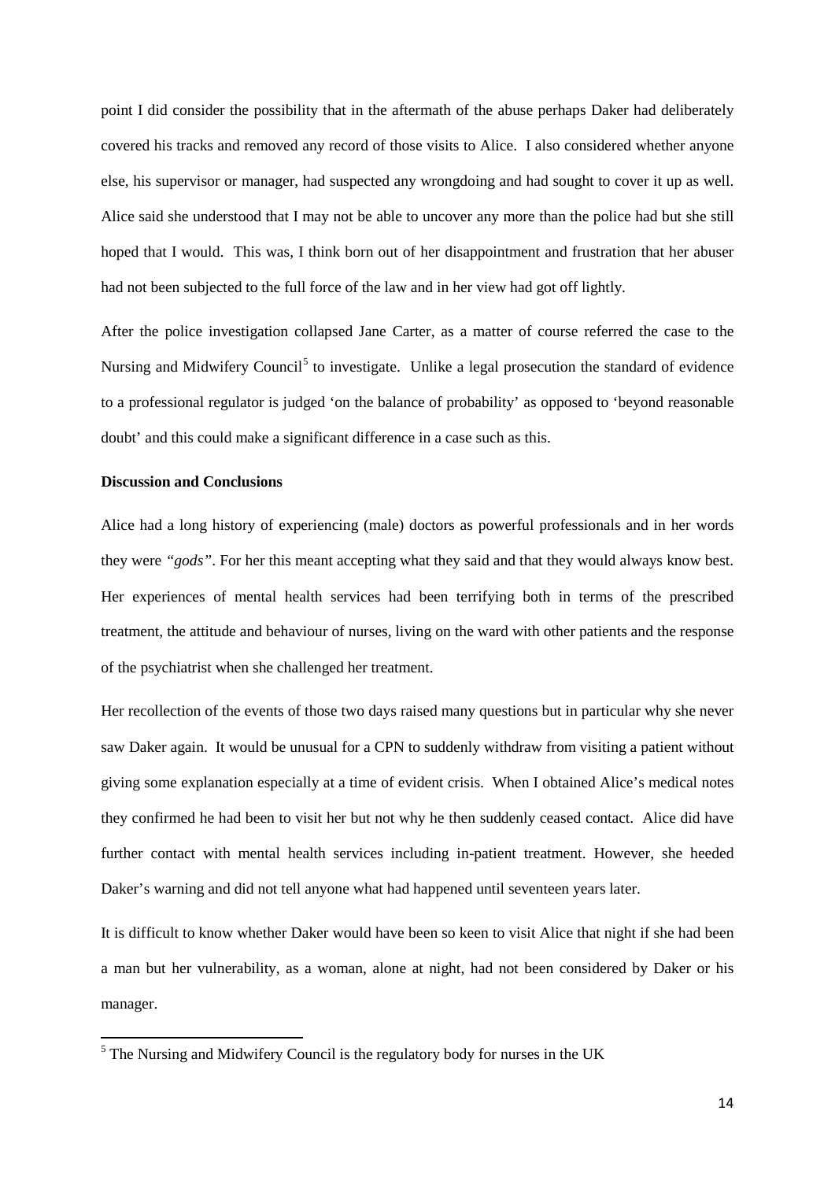point I did consider the possibility that in the aftermath of the abuse perhaps Daker had deliberately covered his tracks and removed any record of those visits to Alice. I also considered whether anyone else, his supervisor or manager, had suspected any wrongdoing and had sought to cover it up as well. Alice said she understood that I may not be able to uncover any more than the police had but she still hoped that I would. This was, I think born out of her disappointment and frustration that her abuser had not been subjected to the full force of the law and in her view had got off lightly.

After the police investigation collapsed Jane Carter, as a matter of course referred the case to the Nursing and Midwifery Council[5] to investigate. Unlike a legal prosecution the standard of evidence to a professional regulator is judged 'on the balance of probability' as opposed to 'beyond reasonable doubt' and this could make a significant difference in a case such as this.

**Discussion and Conclusions**

Alice had a long history of experiencing (male) doctors as powerful professionals and in her words they were *"gods"*. For her this meant accepting what they said and that they would always know best. Her experiences of mental health services had been terrifying both in terms of the prescribed treatment, the attitude and behaviour of nurses, living on the ward with other patients and the response of the psychiatrist when she challenged her treatment.

Her recollection of the events of those two days raised many questions but in particular why she never saw Daker again. It would be unusual for a CPN to suddenly withdraw from visiting a patient without giving some explanation especially at a time of evident crisis. When I obtained Alice's medical notes they confirmed he had been to visit her but not why he then suddenly ceased contact. Alice did have further contact with mental health services including in-patient treatment. However, she heeded Daker's warning and did not tell anyone what had happened until seventeen years later.

It is difficult to know whether Daker would have been so keen to visit Alice that night if she had been a man but her vulnerability, as a woman, alone at night, had not been considered by Daker or his manager.

[5] The Nursing and Midwifery Council is the regulatory body for nurses in the UK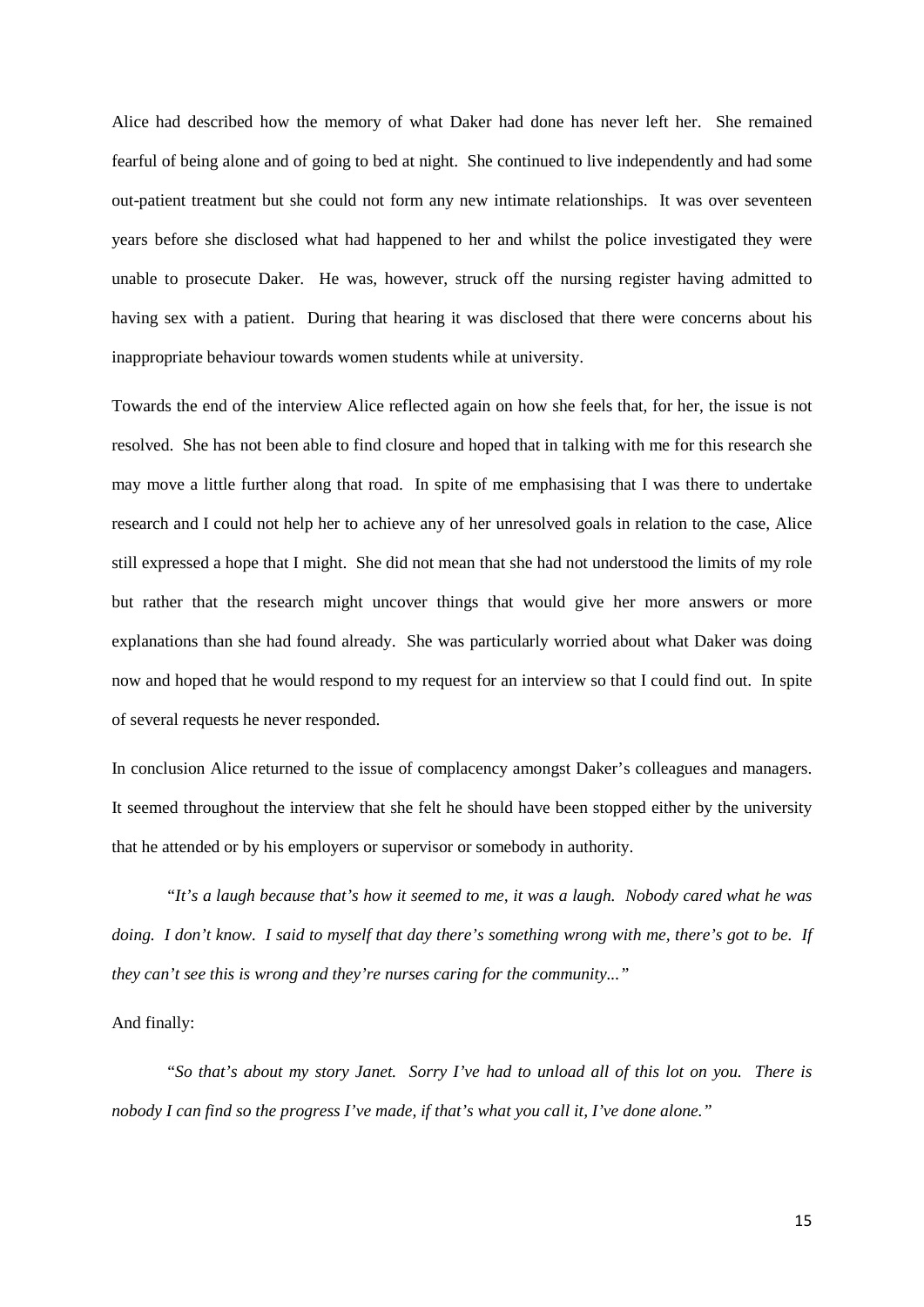Alice had described how the memory of what Daker had done has never left her. She remained fearful of being alone and of going to bed at night. She continued to live independently and had some out-patient treatment but she could not form any new intimate relationships. It was over seventeen years before she disclosed what had happened to her and whilst the police investigated they were unable to prosecute Daker. He was, however, struck off the nursing register having admitted to having sex with a patient. During that hearing it was disclosed that there were concerns about his inappropriate behaviour towards women students while at university.

Towards the end of the interview Alice reflected again on how she feels that, for her, the issue is not resolved. She has not been able to find closure and hoped that in talking with me for this research she may move a little further along that road. In spite of me emphasising that I was there to undertake research and I could not help her to achieve any of her unresolved goals in relation to the case, Alice still expressed a hope that I might. She did not mean that she had not understood the limits of my role but rather that the research might uncover things that would give her more answers or more explanations than she had found already. She was particularly worried about what Daker was doing now and hoped that he would respond to my request for an interview so that I could find out. In spite of several requests he never responded.

In conclusion Alice returned to the issue of complacency amongst Daker's colleagues and managers. It seemed throughout the interview that she felt he should have been stopped either by the university that he attended or by his employers or supervisor or somebody in authority.

> *"It's a laugh because that's how it seemed to me, it was a laugh. Nobody cared what he was doing. I don't know. I said to myself that day there's something wrong with me, there's got to be. If they can't see this is wrong and they're nurses caring for the community..."*

And finally:

> *"So that's about my story Janet. Sorry I've had to unload all of this lot on you. There is nobody I can find so the progress I've made, if that's what you call it, I've done alone."*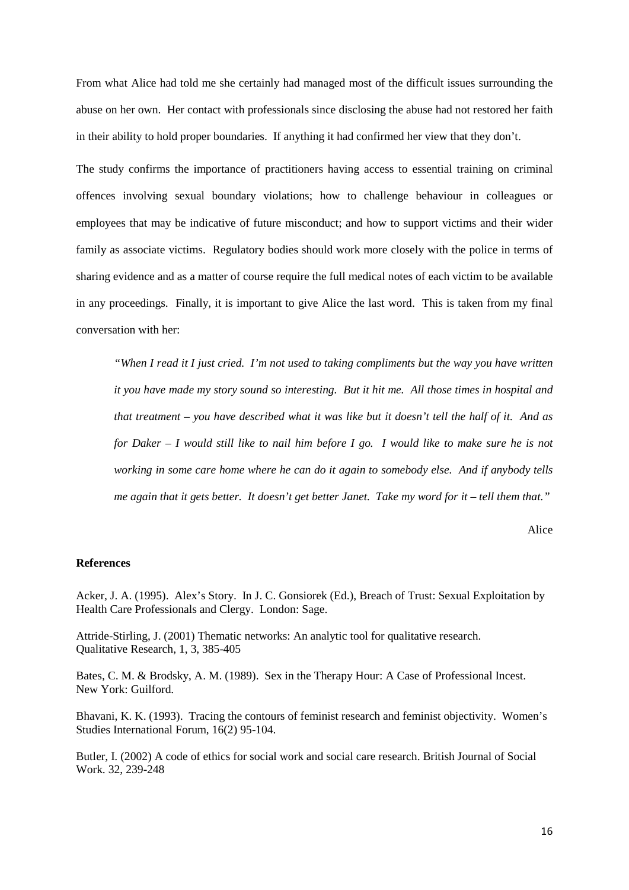From what Alice had told me she certainly had managed most of the difficult issues surrounding the abuse on her own. Her contact with professionals since disclosing the abuse had not restored her faith in their ability to hold proper boundaries. If anything it had confirmed her view that they don't.

The study confirms the importance of practitioners having access to essential training on criminal offences involving sexual boundary violations; how to challenge behaviour in colleagues or employees that may be indicative of future misconduct; and how to support victims and their wider family as associate victims. Regulatory bodies should work more closely with the police in terms of sharing evidence and as a matter of course require the full medical notes of each victim to be available in any proceedings. Finally, it is important to give Alice the last word. This is taken from my final conversation with her:

> *"When I read it I just cried. I'm not used to taking compliments but the way you have written it you have made my story sound so interesting. But it hit me. All those times in hospital and that treatment – you have described what it was like but it doesn't tell the half of it. And as for Daker – I would still like to nail him before I go. I would like to make sure he is not working in some care home where he can do it again to somebody else. And if anybody tells me again that it gets better. It doesn't get better Janet. Take my word for it – tell them that."*
>
> Alice

**References**

Acker, J. A. (1995). Alex's Story. In J. C. Gonsiorek (Ed.), Breach of Trust: Sexual Exploitation by Health Care Professionals and Clergy. London: Sage.

Attride-Stirling, J. (2001) Thematic networks: An analytic tool for qualitative research. Qualitative Research, 1, 3, 385-405

Bates, C. M. & Brodsky, A. M. (1989). Sex in the Therapy Hour: A Case of Professional Incest. New York: Guilford.

Bhavani, K. K. (1993). Tracing the contours of feminist research and feminist objectivity. Women's Studies International Forum, 16(2) 95-104.

Butler, I. (2002) A code of ethics for social work and social care research. British Journal of Social Work. 32, 239-248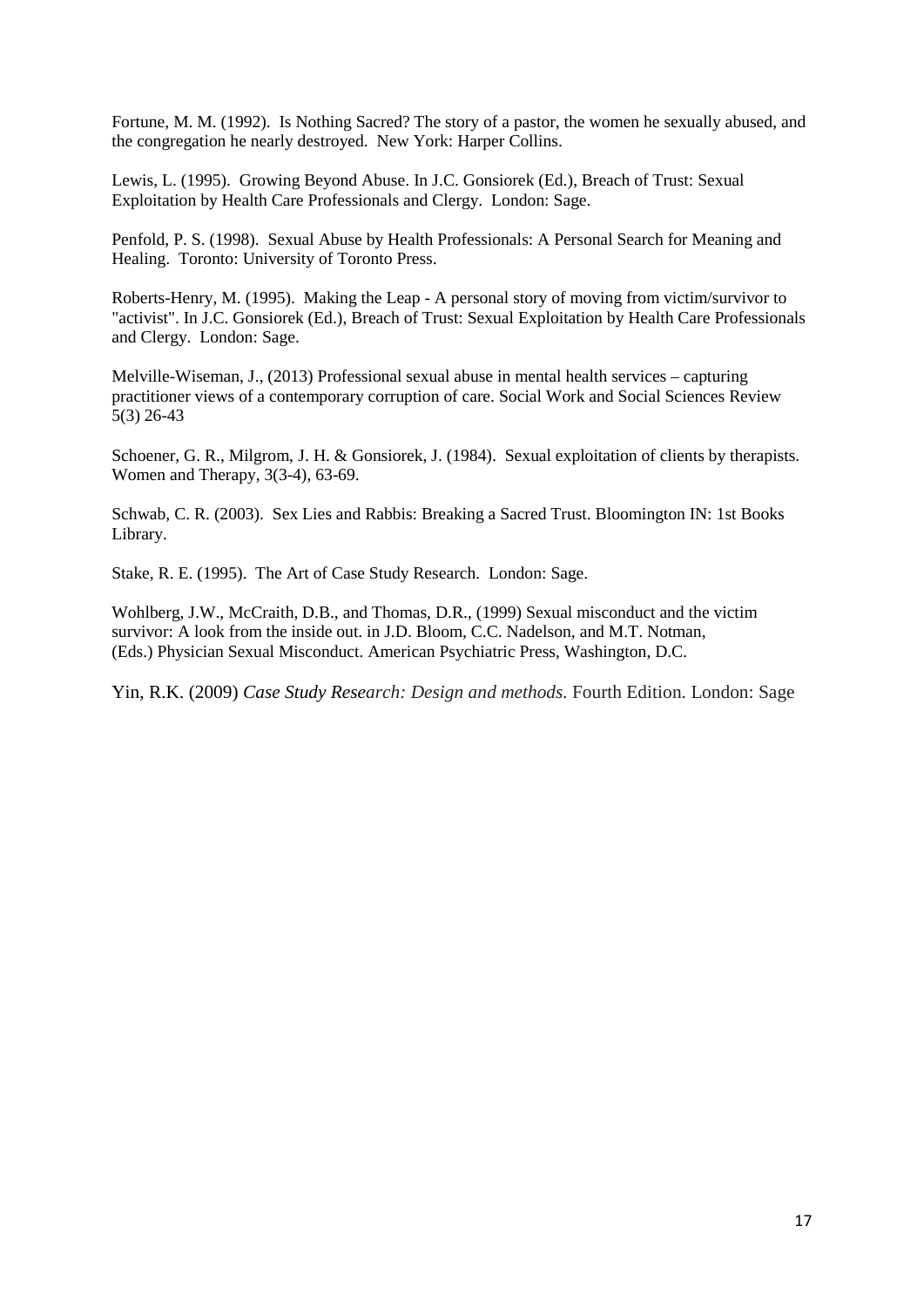Fortune, M. M. (1992). Is Nothing Sacred? The story of a pastor, the women he sexually abused, and the congregation he nearly destroyed. New York: Harper Collins.

Lewis, L. (1995). Growing Beyond Abuse. In J.C. Gonsiorek (Ed.), Breach of Trust: Sexual Exploitation by Health Care Professionals and Clergy. London: Sage.

Penfold, P. S. (1998). Sexual Abuse by Health Professionals: A Personal Search for Meaning and Healing. Toronto: University of Toronto Press.

Roberts-Henry, M. (1995). Making the Leap - A personal story of moving from victim/survivor to "activist". In J.C. Gonsiorek (Ed.), Breach of Trust: Sexual Exploitation by Health Care Professionals and Clergy. London: Sage.

Melville-Wiseman, J., (2013) Professional sexual abuse in mental health services – capturing practitioner views of a contemporary corruption of care. Social Work and Social Sciences Review 5(3) 26-43

Schoener, G. R., Milgrom, J. H. & Gonsiorek, J. (1984). Sexual exploitation of clients by therapists. Women and Therapy, 3(3-4), 63-69.

Schwab, C. R. (2003). Sex Lies and Rabbis: Breaking a Sacred Trust. Bloomington IN: 1st Books Library.

Stake, R. E. (1995). The Art of Case Study Research. London: Sage.

Wohlberg, J.W., McCraith, D.B., and Thomas, D.R., (1999) Sexual misconduct and the victim survivor: A look from the inside out. in J.D. Bloom, C.C. Nadelson, and M.T. Notman, (Eds.) Physician Sexual Misconduct. American Psychiatric Press, Washington, D.C.

Yin, R.K. (2009) *Case Study Research: Design and methods.* Fourth Edition. London: Sage